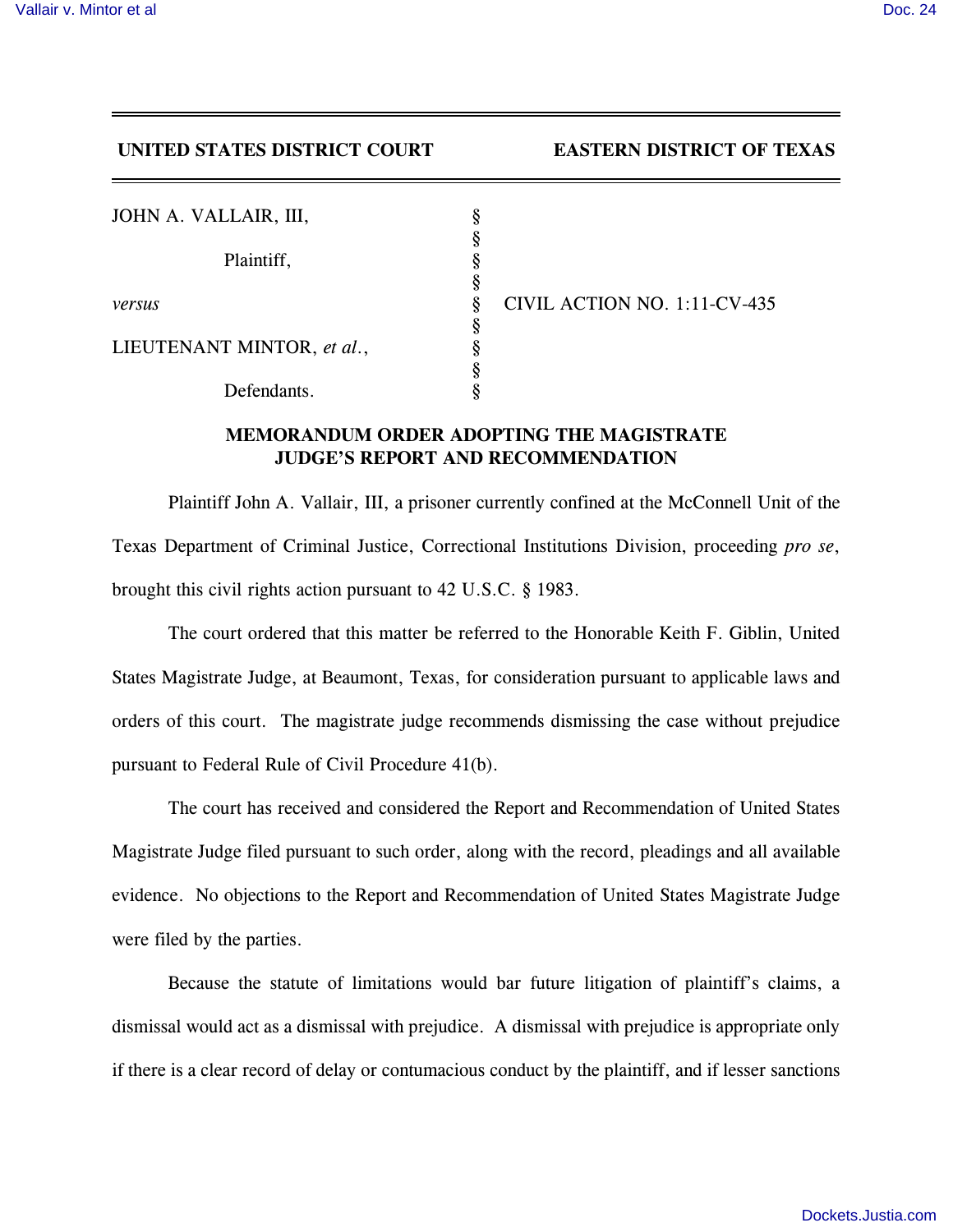**UNITED STATES DISTRICT COURT EASTERN DISTRICT OF TEXAS**

| | | |
|---|---|---|
| JOHN A. VALLAIR, III, | § | |
| | § | |
| Plaintiff, | § | |
| | § | |
| *versus* | § | CIVIL ACTION NO. 1:11-CV-435 |
| | § | |
| LIEUTENANT MINTOR, *et al.*, | § | |
| | § | |
| Defendants. | § | |

## MEMORANDUM ORDER ADOPTING THE MAGISTRATE JUDGE'S REPORT AND RECOMMENDATION

Plaintiff John A. Vallair, III, a prisoner currently confined at the McConnell Unit of the Texas Department of Criminal Justice, Correctional Institutions Division, proceeding *pro se*, brought this civil rights action pursuant to 42 U.S.C. § 1983.

The court ordered that this matter be referred to the Honorable Keith F. Giblin, United States Magistrate Judge, at Beaumont, Texas, for consideration pursuant to applicable laws and orders of this court. The magistrate judge recommends dismissing the case without prejudice pursuant to Federal Rule of Civil Procedure 41(b).

The court has received and considered the Report and Recommendation of United States Magistrate Judge filed pursuant to such order, along with the record, pleadings and all available evidence. No objections to the Report and Recommendation of United States Magistrate Judge were filed by the parties.

Because the statute of limitations would bar future litigation of plaintiff's claims, a dismissal would act as a dismissal with prejudice. A dismissal with prejudice is appropriate only if there is a clear record of delay or contumacious conduct by the plaintiff, and if lesser sanctions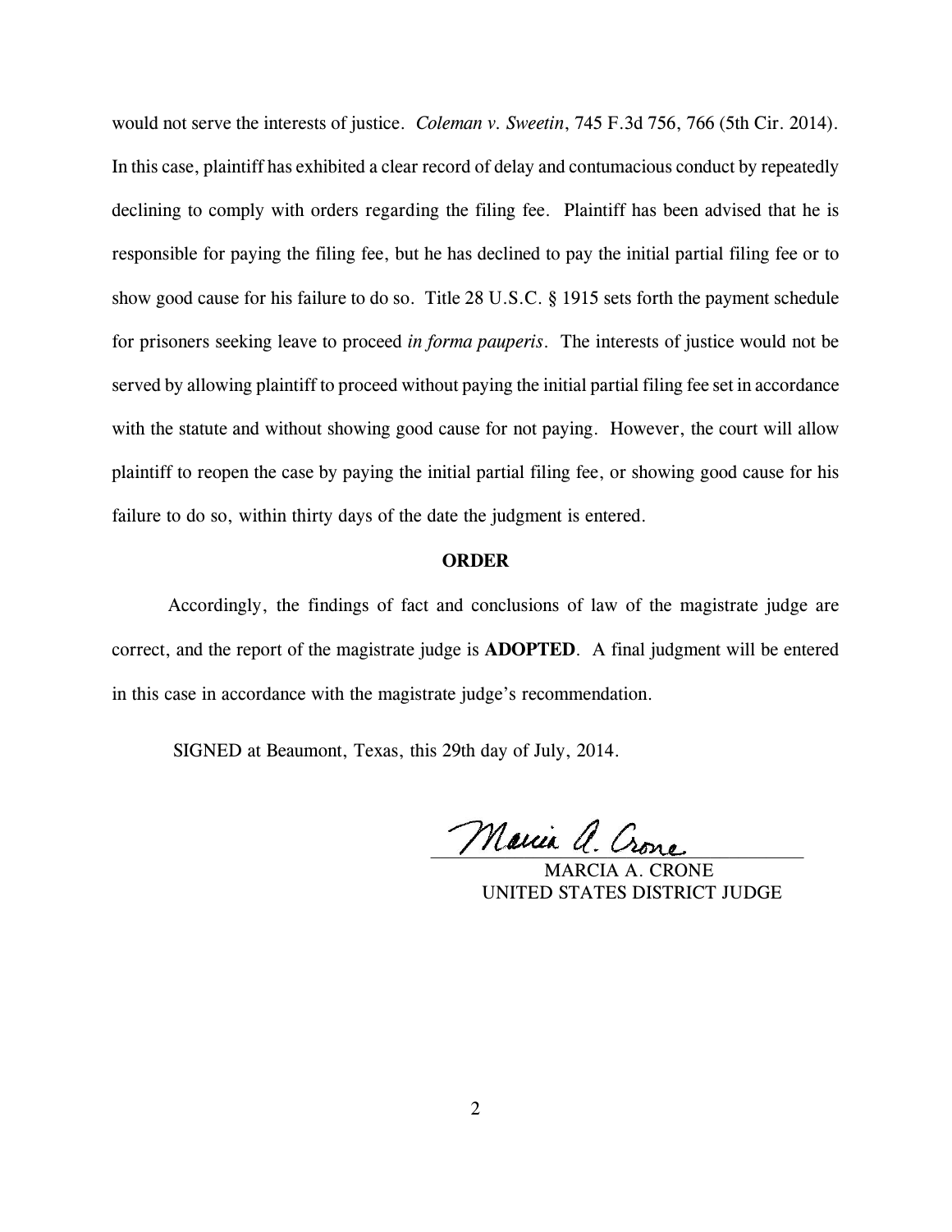would not serve the interests of justice. *Coleman v. Sweetin*, 745 F.3d 756, 766 (5th Cir. 2014). In this case, plaintiff has exhibited a clear record of delay and contumacious conduct by repeatedly declining to comply with orders regarding the filing fee. Plaintiff has been advised that he is responsible for paying the filing fee, but he has declined to pay the initial partial filing fee or to show good cause for his failure to do so. Title 28 U.S.C. § 1915 sets forth the payment schedule for prisoners seeking leave to proceed *in forma pauperis*. The interests of justice would not be served by allowing plaintiff to proceed without paying the initial partial filing fee set in accordance with the statute and without showing good cause for not paying. However, the court will allow plaintiff to reopen the case by paying the initial partial filing fee, or showing good cause for his failure to do so, within thirty days of the date the judgment is entered.

**ORDER**

Accordingly, the findings of fact and conclusions of law of the magistrate judge are correct, and the report of the magistrate judge is **ADOPTED**. A final judgment will be entered in this case in accordance with the magistrate judge's recommendation.

SIGNED at Beaumont, Texas, this 29th day of July, 2014.

Marcia A. Crone

MARCIA A. CRONE
UNITED STATES DISTRICT JUDGE